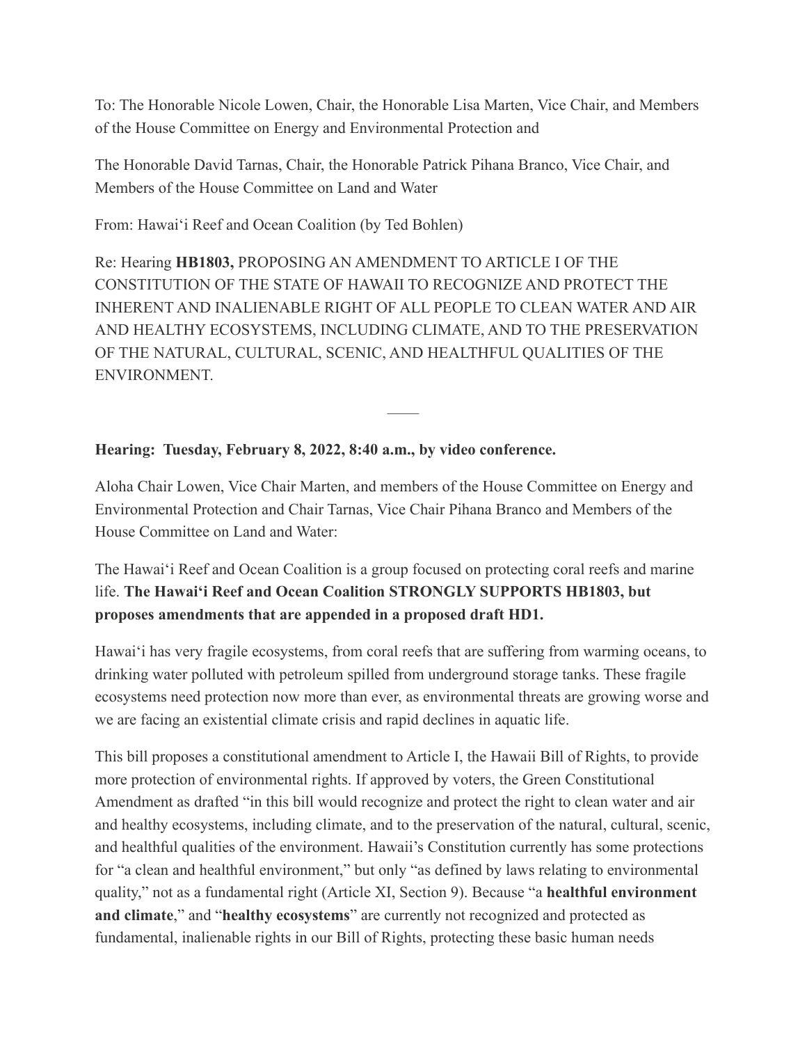To: The Honorable Nicole Lowen, Chair, the Honorable Lisa Marten, Vice Chair, and Members of the House Committee on Energy and Environmental Protection and

The Honorable David Tarnas, Chair, the Honorable Patrick Pihana Branco, Vice Chair, and Members of the House Committee on Land and Water

From: Hawaiʻi Reef and Ocean Coalition (by Ted Bohlen)

Re: Hearing **HB1803,** PROPOSING AN AMENDMENT TO ARTICLE I OF THE CONSTITUTION OF THE STATE OF HAWAII TO RECOGNIZE AND PROTECT THE INHERENT AND INALIENABLE RIGHT OF ALL PEOPLE TO CLEAN WATER AND AIR AND HEALTHY ECOSYSTEMS, INCLUDING CLIMATE, AND TO THE PRESERVATION OF THE NATURAL, CULTURAL, SCENIC, AND HEALTHFUL QUALITIES OF THE ENVIRONMENT.

——

**Hearing: Tuesday, February 8, 2022, 8:40 a.m., by video conference.**

Aloha Chair Lowen, Vice Chair Marten, and members of the House Committee on Energy and Environmental Protection and Chair Tarnas, Vice Chair Pihana Branco and Members of the House Committee on Land and Water:

The Hawaiʻi Reef and Ocean Coalition is a group focused on protecting coral reefs and marine life. **The Hawaiʻi Reef and Ocean Coalition STRONGLY SUPPORTS HB1803, but proposes amendments that are appended in a proposed draft HD1.**

Hawaiʻi has very fragile ecosystems, from coral reefs that are suffering from warming oceans, to drinking water polluted with petroleum spilled from underground storage tanks. These fragile ecosystems need protection now more than ever, as environmental threats are growing worse and we are facing an existential climate crisis and rapid declines in aquatic life.

This bill proposes a constitutional amendment to Article I, the Hawaii Bill of Rights, to provide more protection of environmental rights. If approved by voters, the Green Constitutional Amendment as drafted "in this bill would recognize and protect the right to clean water and air and healthy ecosystems, including climate, and to the preservation of the natural, cultural, scenic, and healthful qualities of the environment. Hawaii's Constitution currently has some protections for "a clean and healthful environment," but only "as defined by laws relating to environmental quality," not as a fundamental right (Article XI, Section 9). Because "a **healthful environment and climate**," and "**healthy ecosystems**" are currently not recognized and protected as fundamental, inalienable rights in our Bill of Rights, protecting these basic human needs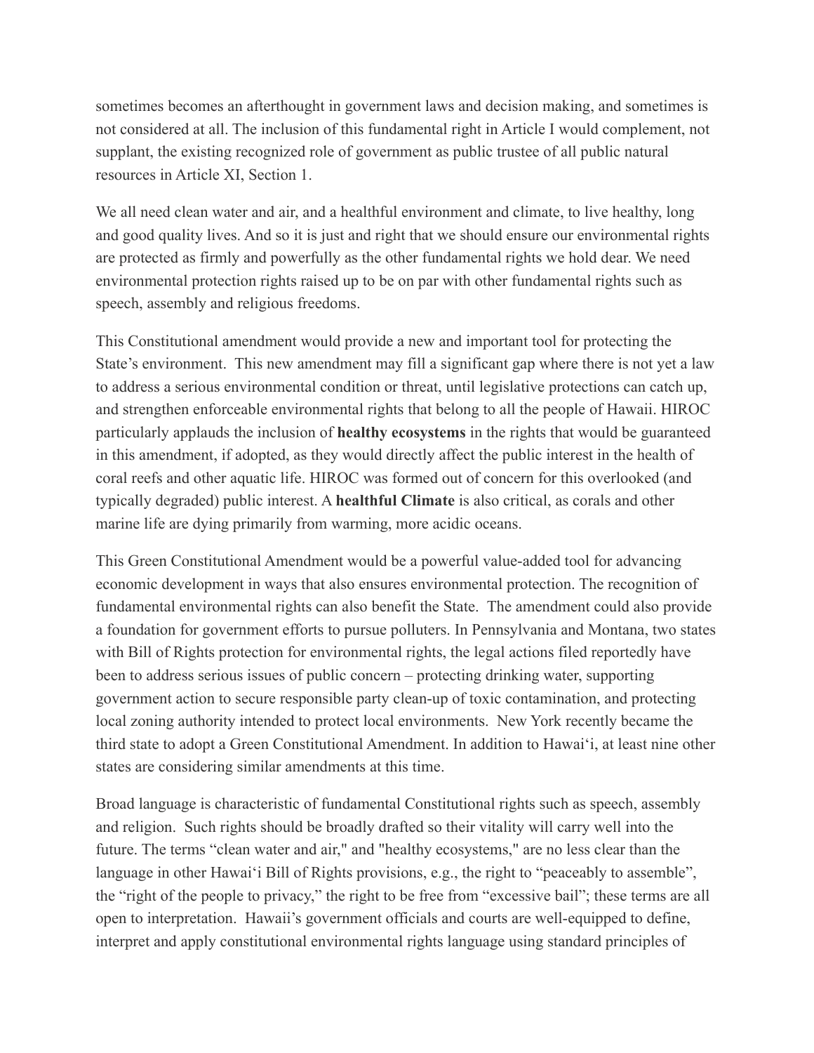sometimes becomes an afterthought in government laws and decision making, and sometimes is not considered at all. The inclusion of this fundamental right in Article I would complement, not supplant, the existing recognized role of government as public trustee of all public natural resources in Article XI, Section 1.

We all need clean water and air, and a healthful environment and climate, to live healthy, long and good quality lives. And so it is just and right that we should ensure our environmental rights are protected as firmly and powerfully as the other fundamental rights we hold dear. We need environmental protection rights raised up to be on par with other fundamental rights such as speech, assembly and religious freedoms.

This Constitutional amendment would provide a new and important tool for protecting the State's environment. This new amendment may fill a significant gap where there is not yet a law to address a serious environmental condition or threat, until legislative protections can catch up, and strengthen enforceable environmental rights that belong to all the people of Hawaii. HIROC particularly applauds the inclusion of **healthy ecosystems** in the rights that would be guaranteed in this amendment, if adopted, as they would directly affect the public interest in the health of coral reefs and other aquatic life. HIROC was formed out of concern for this overlooked (and typically degraded) public interest. A **healthful Climate** is also critical, as corals and other marine life are dying primarily from warming, more acidic oceans.

This Green Constitutional Amendment would be a powerful value-added tool for advancing economic development in ways that also ensures environmental protection. The recognition of fundamental environmental rights can also benefit the State. The amendment could also provide a foundation for government efforts to pursue polluters. In Pennsylvania and Montana, two states with Bill of Rights protection for environmental rights, the legal actions filed reportedly have been to address serious issues of public concern – protecting drinking water, supporting government action to secure responsible party clean-up of toxic contamination, and protecting local zoning authority intended to protect local environments. New York recently became the third state to adopt a Green Constitutional Amendment. In addition to Hawaiʻi, at least nine other states are considering similar amendments at this time.

Broad language is characteristic of fundamental Constitutional rights such as speech, assembly and religion. Such rights should be broadly drafted so their vitality will carry well into the future. The terms "clean water and air," and "healthy ecosystems," are no less clear than the language in other Hawaiʻi Bill of Rights provisions, e.g., the right to "peaceably to assemble", the "right of the people to privacy," the right to be free from "excessive bail"; these terms are all open to interpretation. Hawaii's government officials and courts are well-equipped to define, interpret and apply constitutional environmental rights language using standard principles of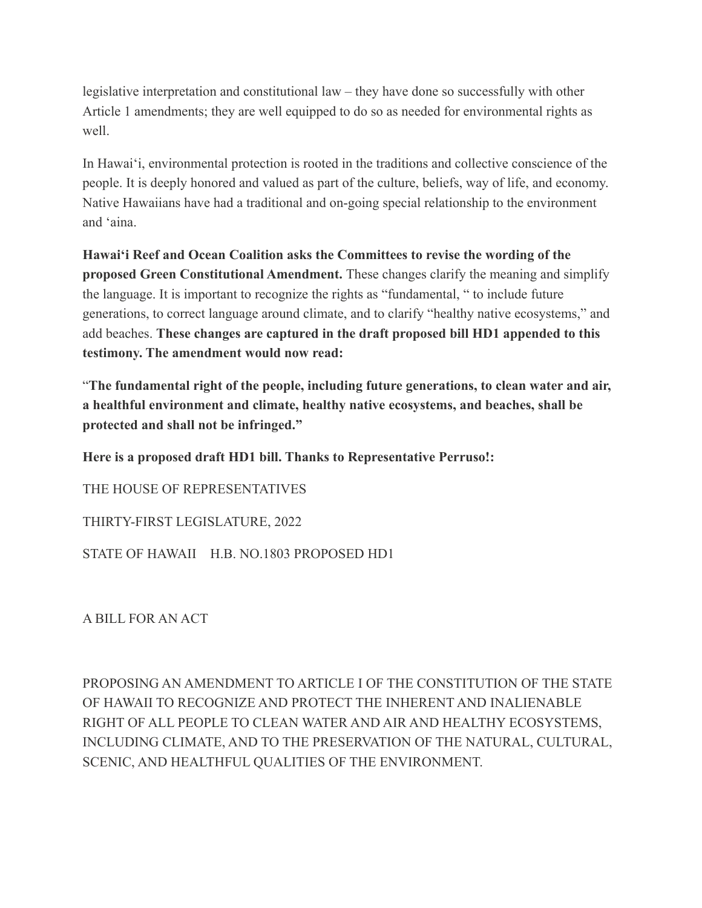legislative interpretation and constitutional law – they have done so successfully with other Article 1 amendments; they are well equipped to do so as needed for environmental rights as well.

In Hawaiʻi, environmental protection is rooted in the traditions and collective conscience of the people. It is deeply honored and valued as part of the culture, beliefs, way of life, and economy. Native Hawaiians have had a traditional and on-going special relationship to the environment and ʻaina.

**Hawaiʻi Reef and Ocean Coalition asks the Committees to revise the wording of the proposed Green Constitutional Amendment.** These changes clarify the meaning and simplify the language. It is important to recognize the rights as "fundamental, " to include future generations, to correct language around climate, and to clarify "healthy native ecosystems," and add beaches. **These changes are captured in the draft proposed bill HD1 appended to this testimony. The amendment would now read:**

"**The fundamental right of the people, including future generations, to clean water and air, a healthful environment and climate, healthy native ecosystems, and beaches, shall be protected and shall not be infringed."**

**Here is a proposed draft HD1 bill. Thanks to Representative Perruso!:**

THE HOUSE OF REPRESENTATIVES

THIRTY-FIRST LEGISLATURE, 2022

STATE OF HAWAII H.B. NO.1803 PROPOSED HD1

A BILL FOR AN ACT

PROPOSING AN AMENDMENT TO ARTICLE I OF THE CONSTITUTION OF THE STATE OF HAWAII TO RECOGNIZE AND PROTECT THE INHERENT AND INALIENABLE RIGHT OF ALL PEOPLE TO CLEAN WATER AND AIR AND HEALTHY ECOSYSTEMS, INCLUDING CLIMATE, AND TO THE PRESERVATION OF THE NATURAL, CULTURAL, SCENIC, AND HEALTHFUL QUALITIES OF THE ENVIRONMENT.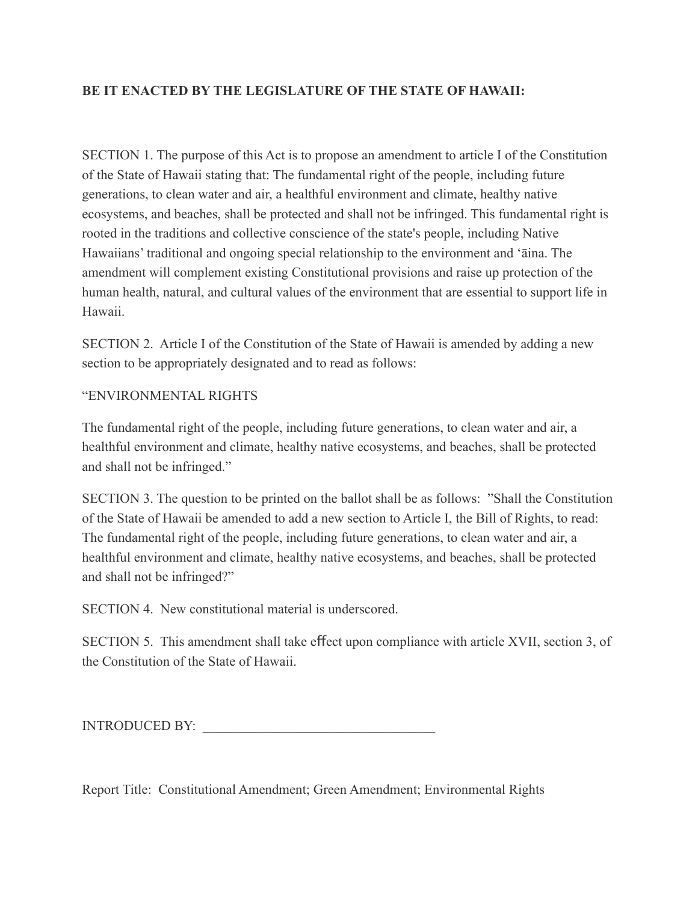**BE IT ENACTED BY THE LEGISLATURE OF THE STATE OF HAWAII:**

SECTION 1. The purpose of this Act is to propose an amendment to article I of the Constitution of the State of Hawaii stating that: The fundamental right of the people, including future generations, to clean water and air, a healthful environment and climate, healthy native ecosystems, and beaches, shall be protected and shall not be infringed. This fundamental right is rooted in the traditions and collective conscience of the state's people, including Native Hawaiians' traditional and ongoing special relationship to the environment and ʻāina. The amendment will complement existing Constitutional provisions and raise up protection of the human health, natural, and cultural values of the environment that are essential to support life in Hawaii.

SECTION 2. Article I of the Constitution of the State of Hawaii is amended by adding a new section to be appropriately designated and to read as follows:

"ENVIRONMENTAL RIGHTS

The fundamental right of the people, including future generations, to clean water and air, a healthful environment and climate, healthy native ecosystems, and beaches, shall be protected and shall not be infringed."

SECTION 3. The question to be printed on the ballot shall be as follows: "Shall the Constitution of the State of Hawaii be amended to add a new section to Article I, the Bill of Rights, to read: The fundamental right of the people, including future generations, to clean water and air, a healthful environment and climate, healthy native ecosystems, and beaches, shall be protected and shall not be infringed?"

SECTION 4. New constitutional material is underscored.

SECTION 5. This amendment shall take effect upon compliance with article XVII, section 3, of the Constitution of the State of Hawaii.

INTRODUCED BY: ___________________________________

Report Title: Constitutional Amendment; Green Amendment; Environmental Rights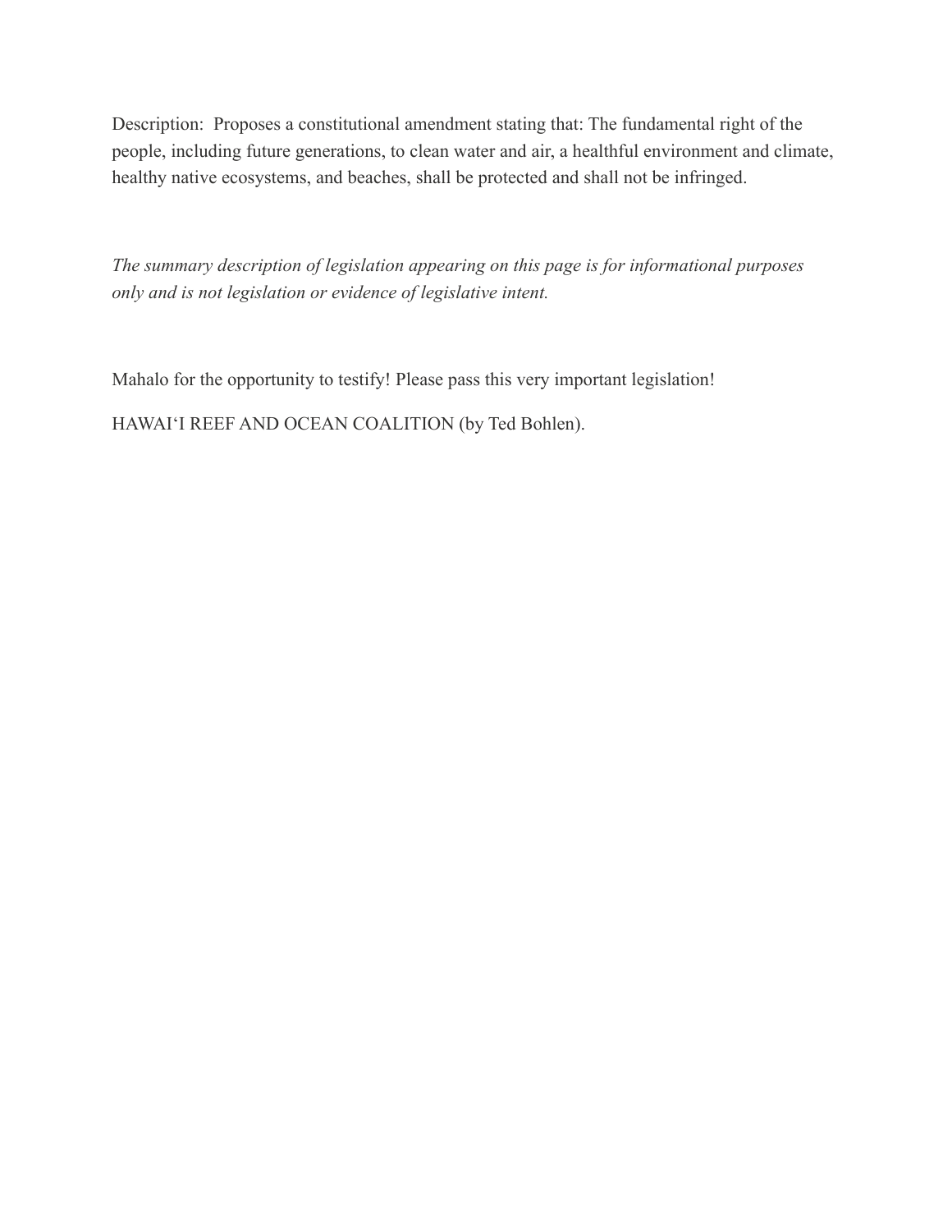Description: Proposes a constitutional amendment stating that: The fundamental right of the people, including future generations, to clean water and air, a healthful environment and climate, healthy native ecosystems, and beaches, shall be protected and shall not be infringed.

*The summary description of legislation appearing on this page is for informational purposes only and is not legislation or evidence of legislative intent.*

Mahalo for the opportunity to testify! Please pass this very important legislation!

HAWAIʻI REEF AND OCEAN COALITION (by Ted Bohlen).